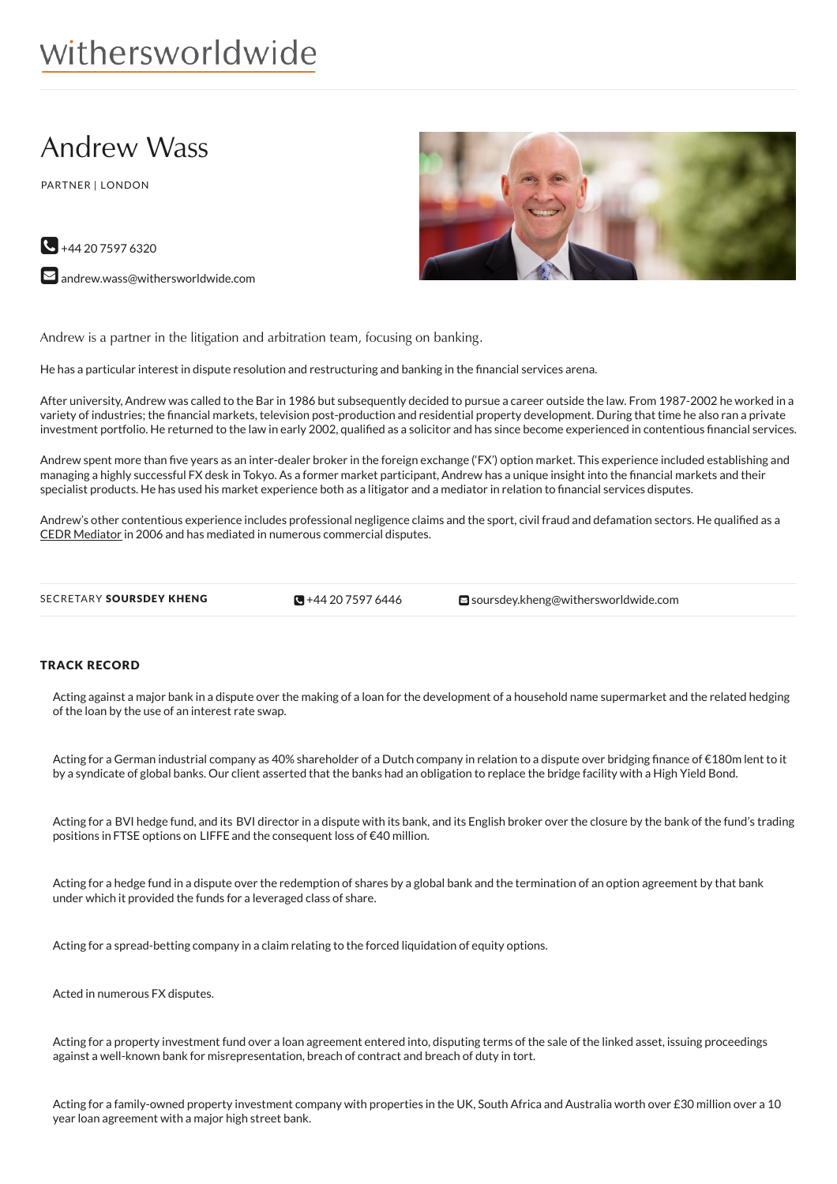withersworldwide

# Andrew Wass

PARTNER | LONDON

+44 20 7597 6320

andrew.wass@withersworldwide.com

Andrew is a partner in the litigation and arbitration team, focusing on banking.

He has a particular interest in dispute resolution and restructuring and banking in the financial services arena.

After university, Andrew was called to the Bar in 1986 but subsequently decided to pursue a career outside the law. From 1987-2002 he worked in a variety of industries; the financial markets, television post-production and residential property development. During that time he also ran a private investment portfolio. He returned to the law in early 2002, qualified as a solicitor and has since become experienced in contentious financial services.

Andrew spent more than five years as an inter-dealer broker in the foreign exchange ('FX') option market. This experience included establishing and managing a highly successful FX desk in Tokyo. As a former market participant, Andrew has a unique insight into the financial markets and their specialist products. He has used his market experience both as a litigator and a mediator in relation to financial services disputes.

Andrew's other contentious experience includes professional negligence claims and the sport, civil fraud and defamation sectors. He qualified as a CEDR Mediator in 2006 and has mediated in numerous commercial disputes.

SECRETARY **SOURSDEY KHENG** +44 20 7597 6446 soursdey.kheng@withersworldwide.com

## TRACK RECORD

Acting against a major bank in a dispute over the making of a loan for the development of a household name supermarket and the related hedging of the loan by the use of an interest rate swap.

Acting for a German industrial company as 40% shareholder of a Dutch company in relation to a dispute over bridging finance of €180m lent to it by a syndicate of global banks. Our client asserted that the banks had an obligation to replace the bridge facility with a High Yield Bond.

Acting for a BVI hedge fund, and its BVI director in a dispute with its bank, and its English broker over the closure by the bank of the fund's trading positions in FTSE options on LIFFE and the consequent loss of €40 million.

Acting for a hedge fund in a dispute over the redemption of shares by a global bank and the termination of an option agreement by that bank under which it provided the funds for a leveraged class of share.

Acting for a spread-betting company in a claim relating to the forced liquidation of equity options.

Acted in numerous FX disputes.

Acting for a property investment fund over a loan agreement entered into, disputing terms of the sale of the linked asset, issuing proceedings against a well-known bank for misrepresentation, breach of contract and breach of duty in tort.

Acting for a family-owned property investment company with properties in the UK, South Africa and Australia worth over £30 million over a 10 year loan agreement with a major high street bank.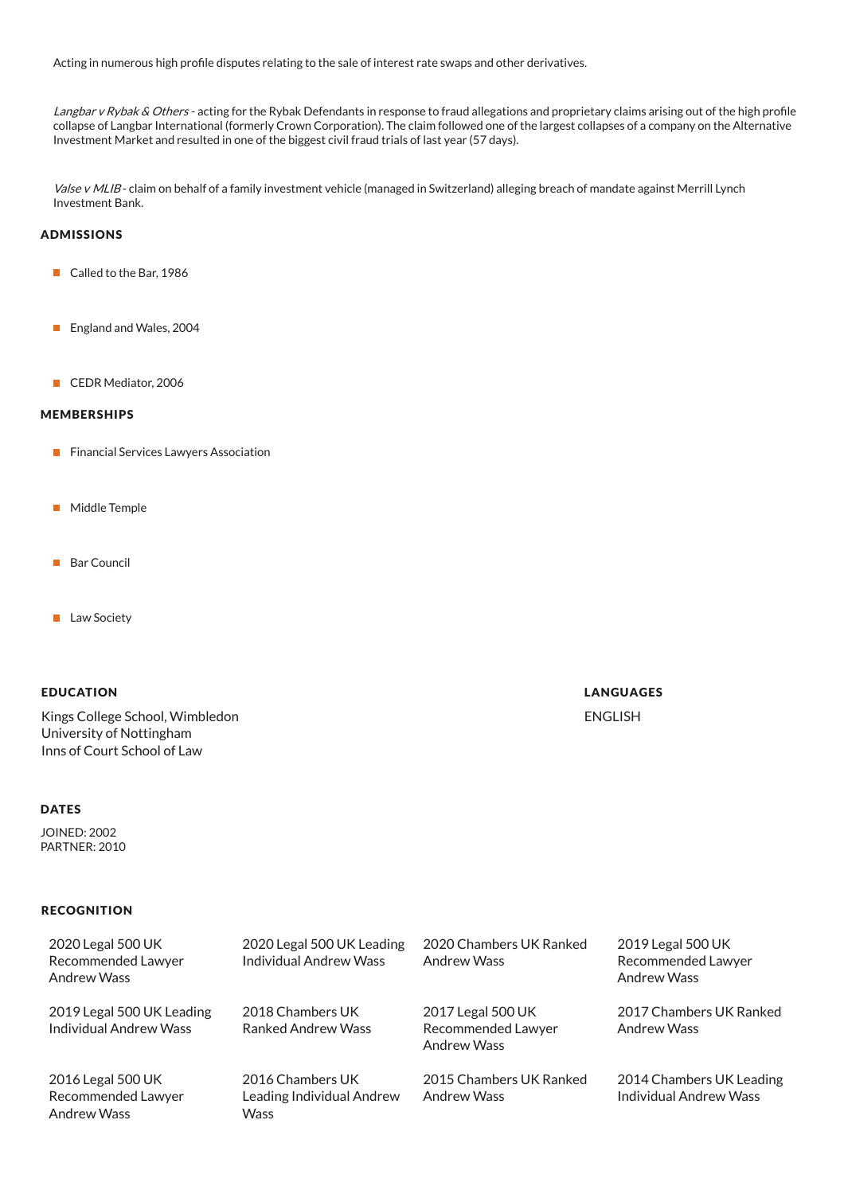Acting in numerous high profile disputes relating to the sale of interest rate swaps and other derivatives.

*Langbar v Rybak & Others* - acting for the Rybak Defendants in response to fraud allegations and proprietary claims arising out of the high profile collapse of Langbar International (formerly Crown Corporation). The claim followed one of the largest collapses of a company on the Alternative Investment Market and resulted in one of the biggest civil fraud trials of last year (57 days).

*Valse v MLIB* - claim on behalf of a family investment vehicle (managed in Switzerland) alleging breach of mandate against Merrill Lynch Investment Bank.

## ADMISSIONS

- Called to the Bar, 1986
- England and Wales, 2004
- CEDR Mediator, 2006

## MEMBERSHIPS

- Financial Services Lawyers Association
- Middle Temple
- Bar Council
- Law Society

## EDUCATION

Kings College School, Wimbledon
University of Nottingham
Inns of Court School of Law

## LANGUAGES

ENGLISH

## DATES

JOINED: 2002
PARTNER: 2010

## RECOGNITION

| | | | |
|---|---|---|---|
| 2020 Legal 500 UK Recommended Lawyer Andrew Wass | 2020 Legal 500 UK Leading Individual Andrew Wass | 2020 Chambers UK Ranked Andrew Wass | 2019 Legal 500 UK Recommended Lawyer Andrew Wass |
| 2019 Legal 500 UK Leading Individual Andrew Wass | 2018 Chambers UK Ranked Andrew Wass | 2017 Legal 500 UK Recommended Lawyer Andrew Wass | 2017 Chambers UK Ranked Andrew Wass |
| 2016 Legal 500 UK Recommended Lawyer Andrew Wass | 2016 Chambers UK Leading Individual Andrew Wass | 2015 Chambers UK Ranked Andrew Wass | 2014 Chambers UK Leading Individual Andrew Wass |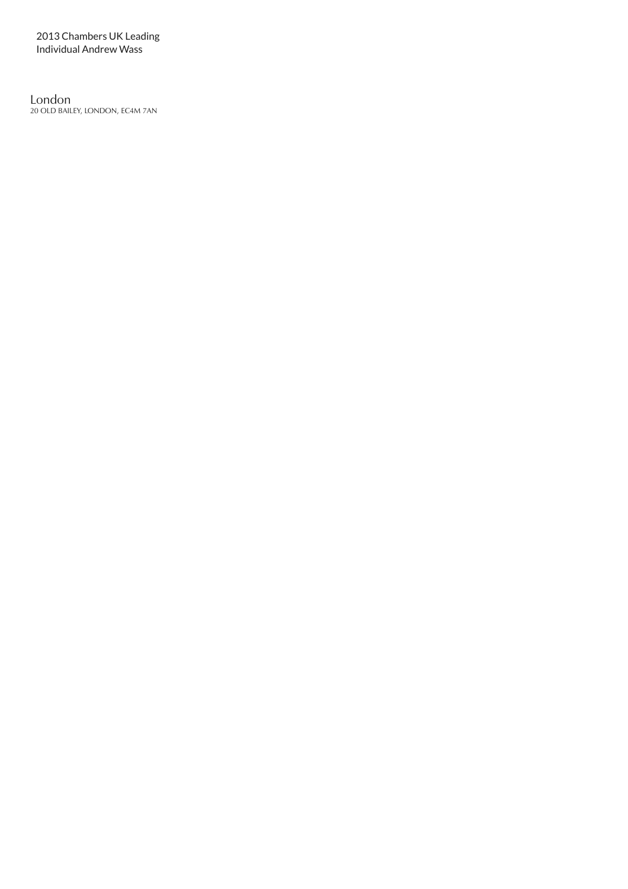2013 Chambers UK Leading Individual Andrew Wass

London
20 OLD BAILEY, LONDON, EC4M 7AN